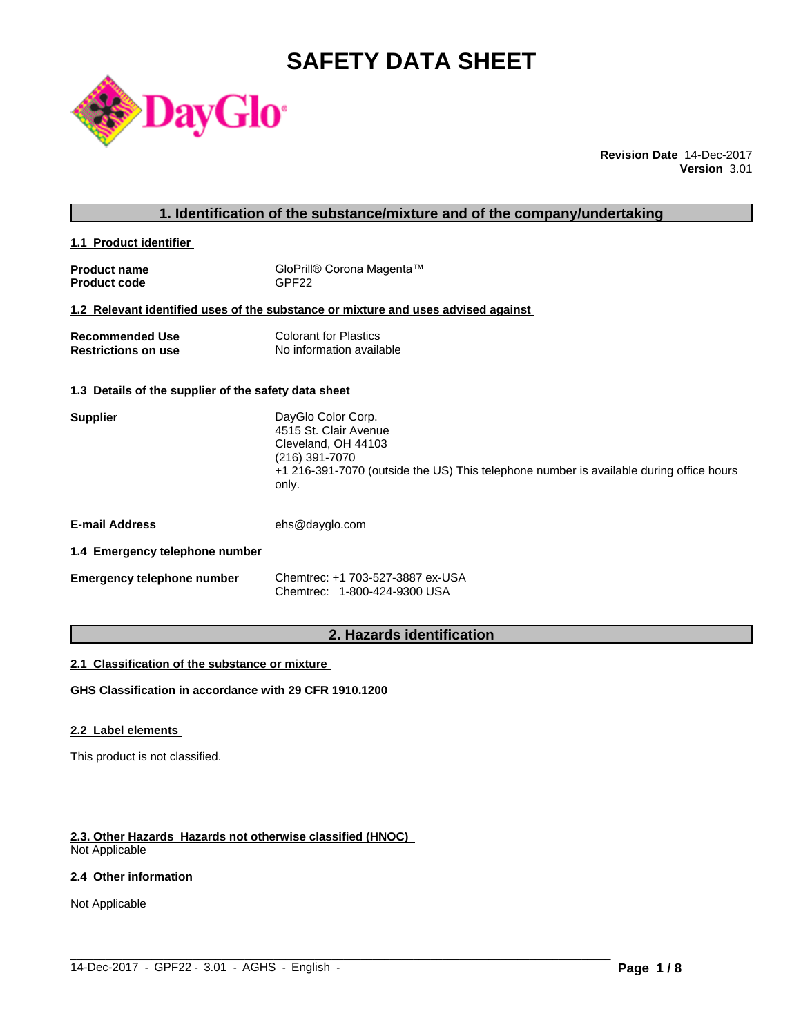# SAFETY DATA SHEET

**Revision Date** 14-Dec-2017
**Version** 3.01

## 1. Identification of the substance/mixture and of the company/undertaking

### 1.1 Product identifier

| | |
|---|---|
| **Product name** | GloPrill® Corona Magenta™ |
| **Product code** | GPF22 |

### 1.2 Relevant identified uses of the substance or mixture and uses advised against

| | |
|---|---|
| **Recommended Use** | Colorant for Plastics |
| **Restrictions on use** | No information available |

### 1.3 Details of the supplier of the safety data sheet

**Supplier**

DayGlo Color Corp.
4515 St. Clair Avenue
Cleveland, OH 44103
(216) 391-7070
+1 216-391-7070 (outside the US) This telephone number is available during office hours only.

**E-mail Address** ehs@dayglo.com

### 1.4 Emergency telephone number

**Emergency telephone number**
Chemtrec: +1 703-527-3887 ex-USA
Chemtrec: 1-800-424-9300 USA

## 2. Hazards identification

### 2.1 Classification of the substance or mixture

**GHS Classification in accordance with 29 CFR 1910.1200**

### 2.2 Label elements

This product is not classified.

### 2.3. Other Hazards Hazards not otherwise classified (HNOC)

Not Applicable

### 2.4 Other information

Not Applicable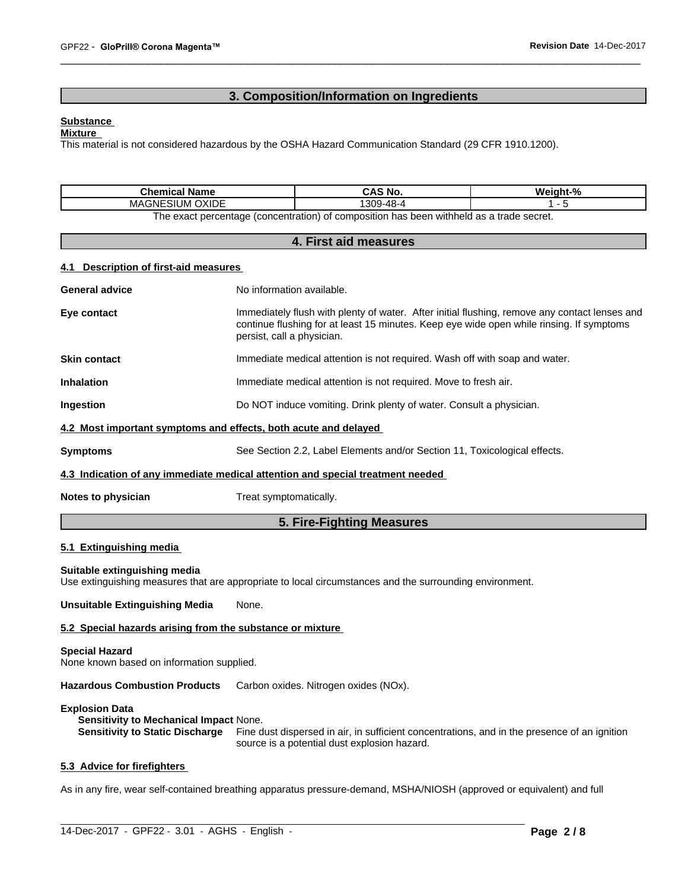## 3. Composition/Information on Ingredients

**Substance**

**Mixture**

This material is not considered hazardous by the OSHA Hazard Communication Standard (29 CFR 1910.1200).

| Chemical Name | CAS No. | Weight-% |
|---|---|---|
| MAGNESIUM OXIDE | 1309-48-4 | 1 - 5 |

The exact percentage (concentration) of composition has been withheld as a trade secret.

## 4. First aid measures

### 4.1 Description of first-aid measures

**General advice** No information available.

**Eye contact** Immediately flush with plenty of water. After initial flushing, remove any contact lenses and continue flushing for at least 15 minutes. Keep eye wide open while rinsing. If symptoms persist, call a physician.

**Skin contact** Immediate medical attention is not required. Wash off with soap and water.

**Inhalation** Immediate medical attention is not required. Move to fresh air.

**Ingestion** Do NOT induce vomiting. Drink plenty of water. Consult a physician.

### 4.2 Most important symptoms and effects, both acute and delayed

**Symptoms** See Section 2.2, Label Elements and/or Section 11, Toxicological effects.

### 4.3 Indication of any immediate medical attention and special treatment needed

**Notes to physician** Treat symptomatically.

## 5. Fire-Fighting Measures

### 5.1 Extinguishing media

**Suitable extinguishing media**

Use extinguishing measures that are appropriate to local circumstances and the surrounding environment.

**Unsuitable Extinguishing Media** None.

### 5.2 Special hazards arising from the substance or mixture

**Special Hazard**

None known based on information supplied.

**Hazardous Combustion Products** Carbon oxides. Nitrogen oxides (NOx).

**Explosion Data**

**Sensitivity to Mechanical Impact** None.

**Sensitivity to Static Discharge** Fine dust dispersed in air, in sufficient concentrations, and in the presence of an ignition source is a potential dust explosion hazard.

### 5.3 Advice for firefighters

As in any fire, wear self-contained breathing apparatus pressure-demand, MSHA/NIOSH (approved or equivalent) and full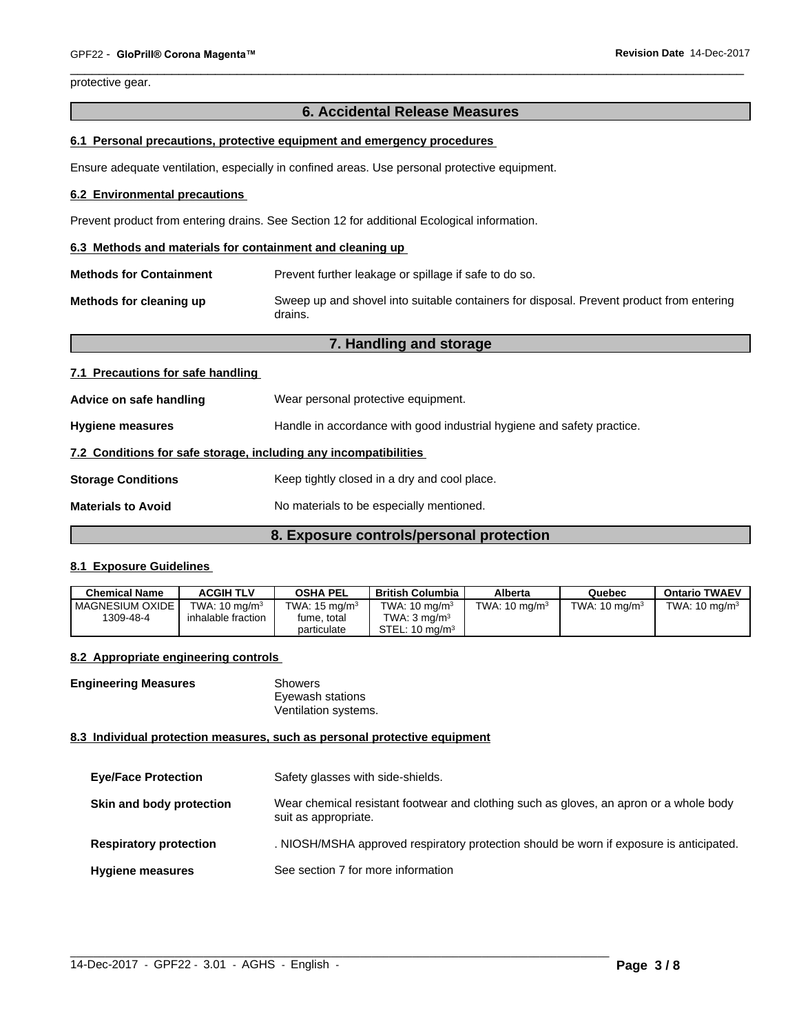protective gear.

## 6. Accidental Release Measures

### 6.1 Personal precautions, protective equipment and emergency procedures

Ensure adequate ventilation, especially in confined areas. Use personal protective equipment.

### 6.2 Environmental precautions

Prevent product from entering drains. See Section 12 for additional Ecological information.

### 6.3 Methods and materials for containment and cleaning up

**Methods for Containment** Prevent further leakage or spillage if safe to do so.

**Methods for cleaning up** Sweep up and shovel into suitable containers for disposal. Prevent product from entering drains.

## 7. Handling and storage

### 7.1 Precautions for safe handling

**Advice on safe handling** Wear personal protective equipment.

**Hygiene measures** Handle in accordance with good industrial hygiene and safety practice.

### 7.2 Conditions for safe storage, including any incompatibilities

**Storage Conditions** Keep tightly closed in a dry and cool place.

**Materials to Avoid** No materials to be especially mentioned.

## 8. Exposure controls/personal protection

### 8.1 Exposure Guidelines

| Chemical Name | ACGIH TLV | OSHA PEL | British Columbia | Alberta | Quebec | Ontario TWAEV |
|---|---|---|---|---|---|---|
| MAGNESIUM OXIDE 1309-48-4 | TWA: 10 $mg/m^3$ inhalable fraction | TWA: 15 $mg/m^3$ fume, total particulate | TWA: 10 $mg/m^3$ TWA: 3 $mg/m^3$ STEL: 10 $mg/m^3$ | TWA: 10 $mg/m^3$ | TWA: 10 $mg/m^3$ | TWA: 10 $mg/m^3$ |

### 8.2 Appropriate engineering controls

**Engineering Measures** Showers
Eyewash stations
Ventilation systems.

### 8.3 Individual protection measures, such as personal protective equipment

**Eye/Face Protection** Safety glasses with side-shields.

**Skin and body protection** Wear chemical resistant footwear and clothing such as gloves, an apron or a whole body suit as appropriate.

**Respiratory protection** . NIOSH/MSHA approved respiratory protection should be worn if exposure is anticipated.

**Hygiene measures** See section 7 for more information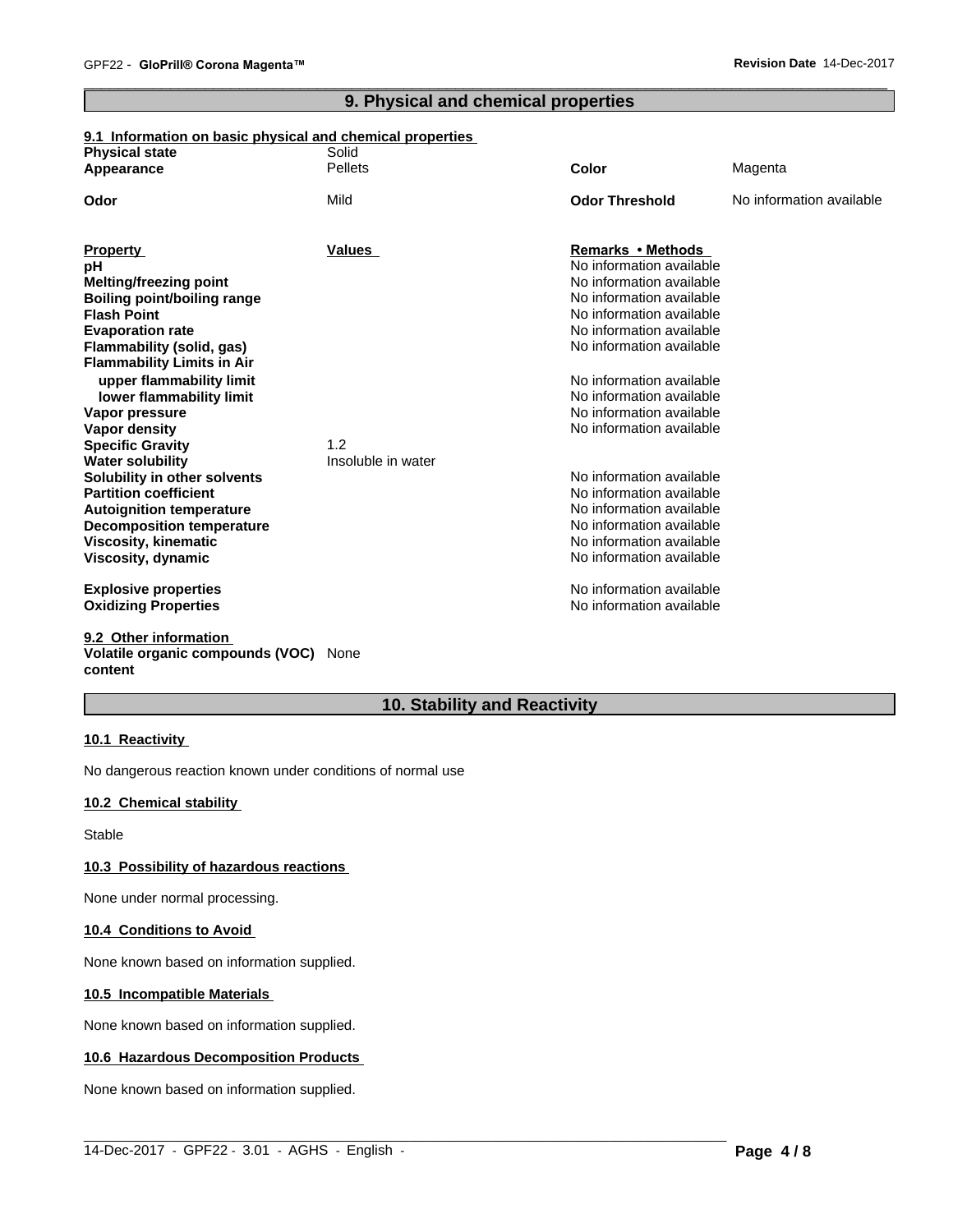## 9. Physical and chemical properties

### 9.1 Information on basic physical and chemical properties

| | | | |
|---|---|---|---|
| **Physical state** | Solid | | |
| **Appearance** | Pellets | **Color** | Magenta |
| **Odor** | Mild | **Odor Threshold** | No information available |

| **Property** | **Values** | **Remarks • Methods** |
|---|---|---|
| **pH** | | No information available |
| **Melting/freezing point** | | No information available |
| **Boiling point/boiling range** | | No information available |
| **Flash Point** | | No information available |
| **Evaporation rate** | | No information available |
| **Flammability (solid, gas)** | | No information available |
| **Flammability Limits in Air** | | |
| **upper flammability limit** | | No information available |
| **lower flammability limit** | | No information available |
| **Vapor pressure** | | No information available |
| **Vapor density** | | No information available |
| **Specific Gravity** | 1.2 | |
| **Water solubility** | Insoluble in water | |
| **Solubility in other solvents** | | No information available |
| **Partition coefficient** | | No information available |
| **Autoignition temperature** | | No information available |
| **Decomposition temperature** | | No information available |
| **Viscosity, kinematic** | | No information available |
| **Viscosity, dynamic** | | No information available |
| **Explosive properties** | | No information available |
| **Oxidizing Properties** | | No information available |

### 9.2 Other information

**Volatile organic compounds (VOC) content** None

## 10. Stability and Reactivity

### 10.1 Reactivity

No dangerous reaction known under conditions of normal use

### 10.2 Chemical stability

Stable

### 10.3 Possibility of hazardous reactions

None under normal processing.

### 10.4 Conditions to Avoid

None known based on information supplied.

### 10.5 Incompatible Materials

None known based on information supplied.

### 10.6 Hazardous Decomposition Products

None known based on information supplied.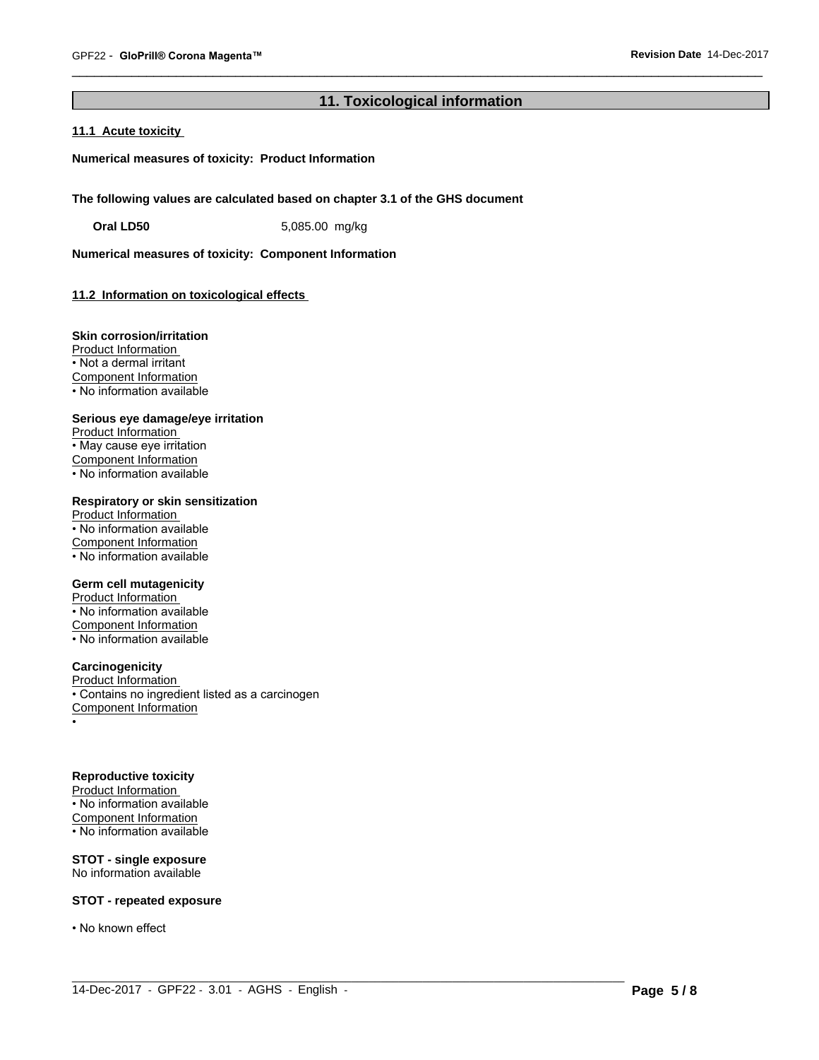## 11. Toxicological information

### 11.1 Acute toxicity

**Numerical measures of toxicity: Product Information**

**The following values are calculated based on chapter 3.1 of the GHS document**

| | |
|---|---|
| **Oral LD50** | 5,085.00 mg/kg |

**Numerical measures of toxicity: Component Information**

### 11.2 Information on toxicological effects

**Skin corrosion/irritation**

Product Information
- Not a dermal irritant

Component Information
- No information available

**Serious eye damage/eye irritation**

Product Information
- May cause eye irritation

Component Information
- No information available

**Respiratory or skin sensitization**

Product Information
- No information available

Component Information
- No information available

**Germ cell mutagenicity**

Product Information
- No information available

Component Information
- No information available

**Carcinogenicity**

Product Information
- Contains no ingredient listed as a carcinogen

Component Information
-

**Reproductive toxicity**

Product Information
- No information available

Component Information
- No information available

**STOT - single exposure**

No information available

**STOT - repeated exposure**

- No known effect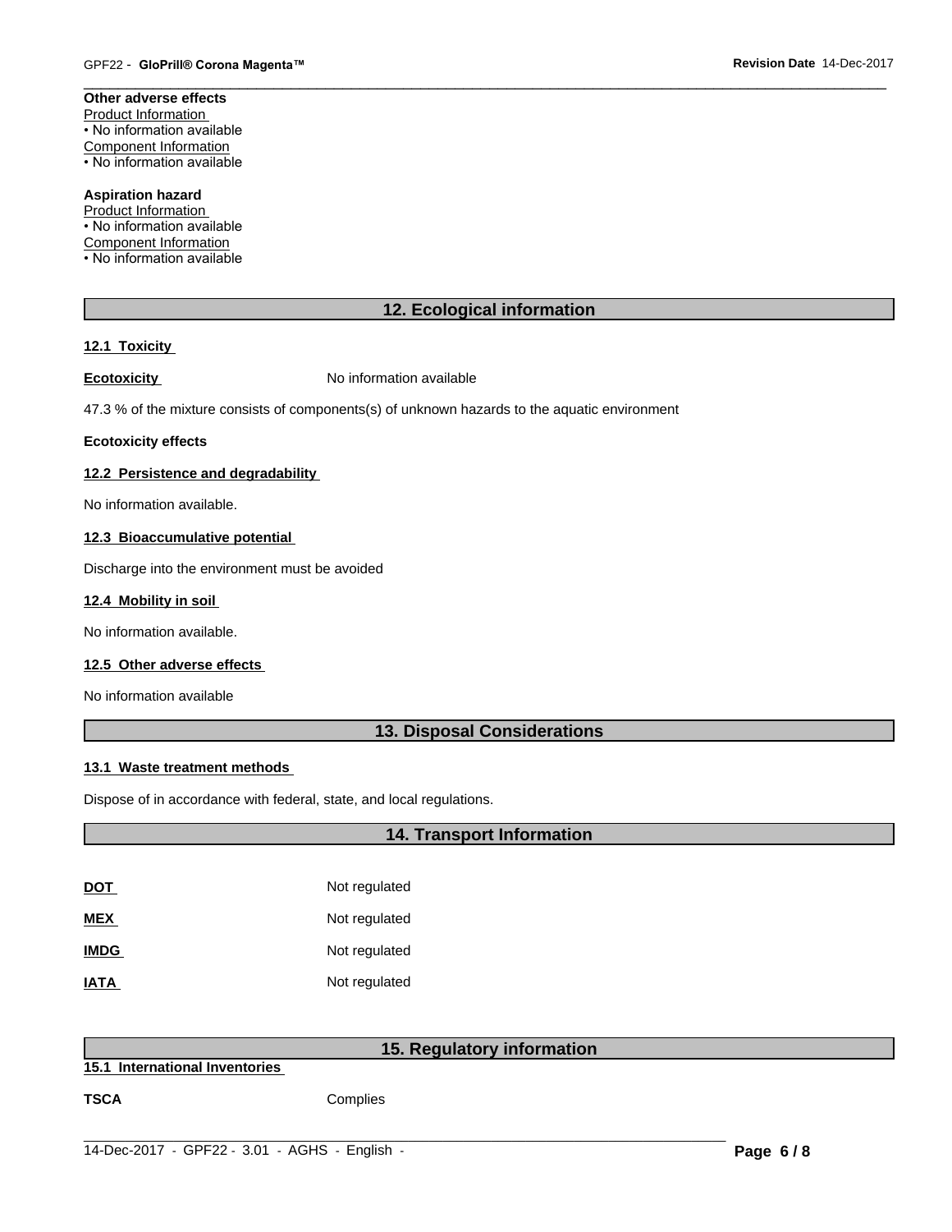**Other adverse effects**

Product Information

• No information available

Component Information

• No information available

**Aspiration hazard**

Product Information

• No information available

Component Information

• No information available

## 12. Ecological information

### 12.1 Toxicity

**Ecotoxicity** No information available

47.3 % of the mixture consists of components(s) of unknown hazards to the aquatic environment

**Ecotoxicity effects**

### 12.2 Persistence and degradability

No information available.

### 12.3 Bioaccumulative potential

Discharge into the environment must be avoided

### 12.4 Mobility in soil

No information available.

### 12.5 Other adverse effects

No information available

## 13. Disposal Considerations

### 13.1 Waste treatment methods

Dispose of in accordance with federal, state, and local regulations.

## 14. Transport Information

| | |
|---|---|
| **DOT** | Not regulated |
| **MEX** | Not regulated |
| **IMDG** | Not regulated |
| **IATA** | Not regulated |

## 15. Regulatory information

### 15.1 International Inventories

**TSCA** Complies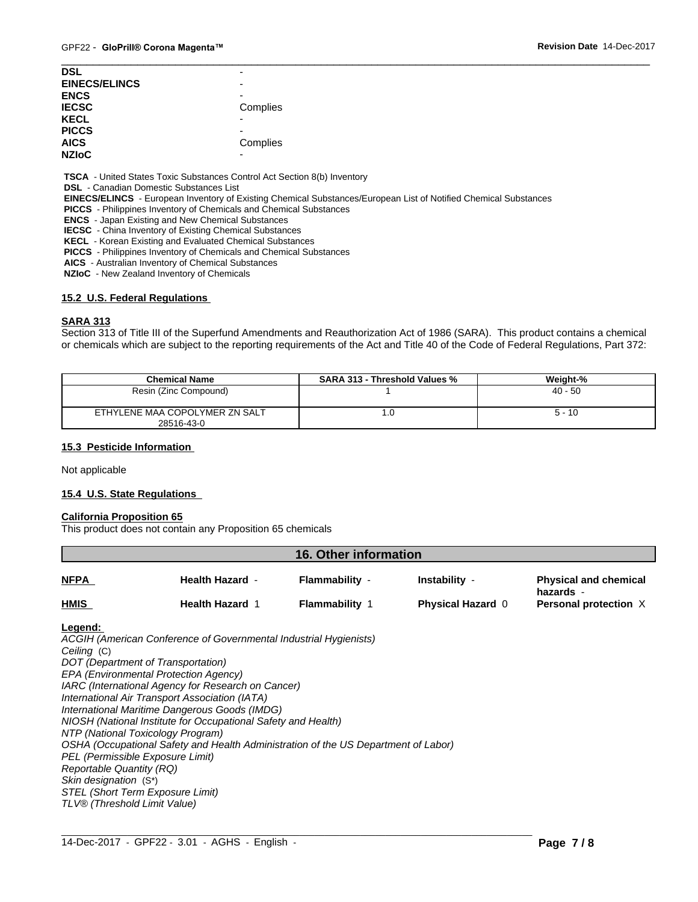| | |
|---|---|
| **DSL** | - |
| **EINECS/ELINCS** | - |
| **ENCS** | - |
| **IECSC** | Complies |
| **KECL** | - |
| **PICCS** | - |
| **AICS** | Complies |
| **NZIoC** | - |

**TSCA** - United States Toxic Substances Control Act Section 8(b) Inventory
**DSL** - Canadian Domestic Substances List
**EINECS/ELINCS** - European Inventory of Existing Chemical Substances/European List of Notified Chemical Substances
**PICCS** - Philippines Inventory of Chemicals and Chemical Substances
**ENCS** - Japan Existing and New Chemical Substances
**IECSC** - China Inventory of Existing Chemical Substances
**KECL** - Korean Existing and Evaluated Chemical Substances
**PICCS** - Philippines Inventory of Chemicals and Chemical Substances
**AICS** - Australian Inventory of Chemical Substances
**NZIoC** - New Zealand Inventory of Chemicals

### 15.2 U.S. Federal Regulations

**SARA 313**

Section 313 of Title III of the Superfund Amendments and Reauthorization Act of 1986 (SARA). This product contains a chemical or chemicals which are subject to the reporting requirements of the Act and Title 40 of the Code of Federal Regulations, Part 372:

| Chemical Name | SARA 313 - Threshold Values % | Weight-% |
|---|---|---|
| Resin (Zinc Compound) | 1 | 40 - 50 |
| ETHYLENE MAA COPOLYMER ZN SALT 28516-43-0 | 1.0 | 5 - 10 |

### 15.3 Pesticide Information

Not applicable

### 15.4 U.S. State Regulations

**California Proposition 65**

This product does not contain any Proposition 65 chemicals

## 16. Other information

| | | | | |
|---|---|---|---|---|
| **NFPA** | **Health Hazard** - | **Flammability** - | **Instability** - | **Physical and chemical hazards** - |
| **HMIS** | **Health Hazard** 1 | **Flammability** 1 | **Physical Hazard** 0 | **Personal protection** X |

**Legend:**

*ACGIH (American Conference of Governmental Industrial Hygienists)*
*Ceiling* (C)
*DOT (Department of Transportation)*
*EPA (Environmental Protection Agency)*
*IARC (International Agency for Research on Cancer)*
*International Air Transport Association (IATA)*
*International Maritime Dangerous Goods (IMDG)*
*NIOSH (National Institute for Occupational Safety and Health)*
*NTP (National Toxicology Program)*
*OSHA (Occupational Safety and Health Administration of the US Department of Labor)*
*PEL (Permissible Exposure Limit)*
*Reportable Quantity (RQ)*
*Skin designation* (S*)
*STEL (Short Term Exposure Limit)*
*TLV® (Threshold Limit Value)*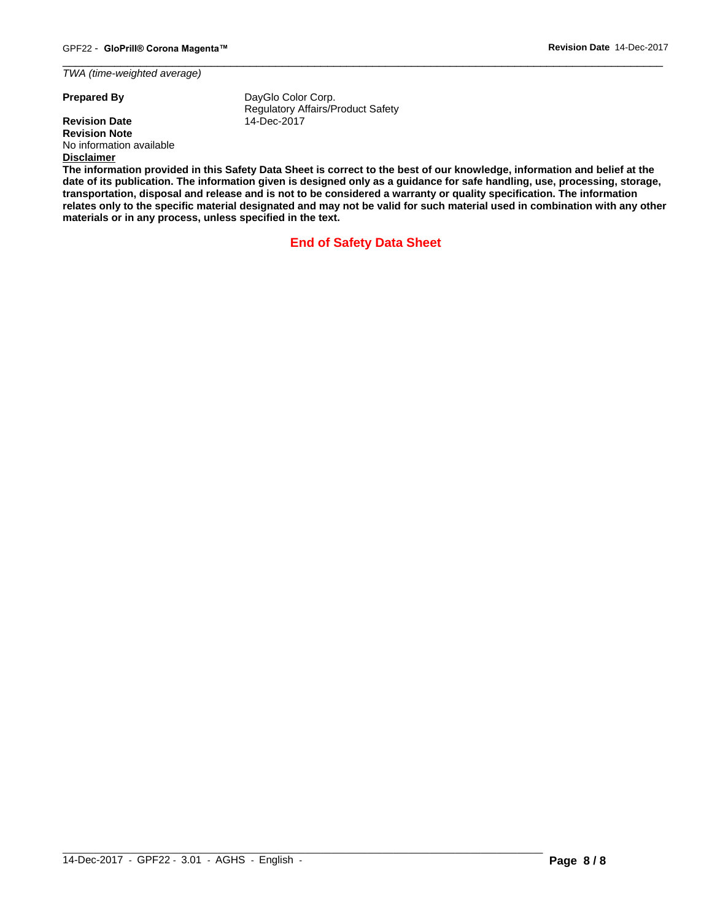*TWA (time-weighted average)*

**Prepared By** DayGlo Color Corp.
Regulatory Affairs/Product Safety

**Revision Date** 14-Dec-2017

**Revision Note**
No information available

**Disclaimer**

**The information provided in this Safety Data Sheet is correct to the best of our knowledge, information and belief at the date of its publication. The information given is designed only as a guidance for safe handling, use, processing, storage, transportation, disposal and release and is not to be considered a warranty or quality specification. The information relates only to the specific material designated and may not be valid for such material used in combination with any other materials or in any process, unless specified in the text.**

**End of Safety Data Sheet**